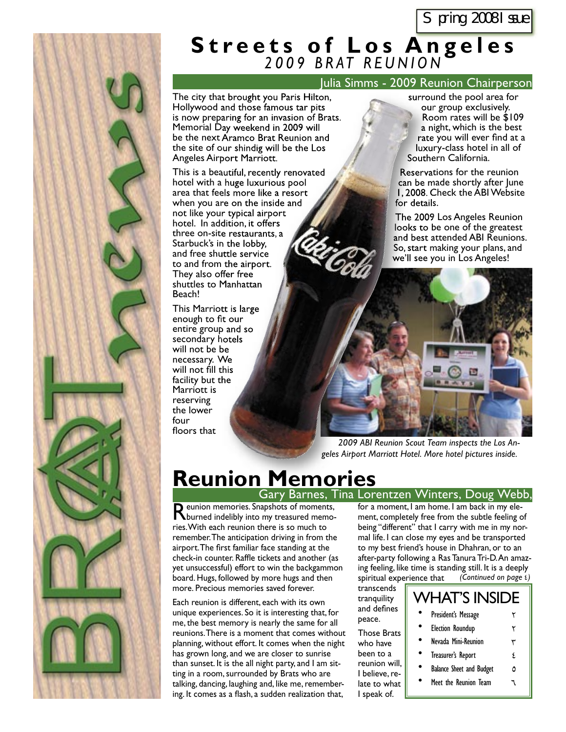Spring 2008 Issue

# Streets of Los Angeles
## *2009 BRAT REUNION*

Julia Simms - 2009 Reunion Chairperson

The city that brought you Paris Hilton, Hollywood and those famous tar pits is now preparing for an invasion of Brats. Memorial Day weekend in 2009 will be the next Aramco Brat Reunion and the site of our shindig will be the Los Angeles Airport Marriott.

This is a beautiful, recently renovated hotel with a huge luxurious pool area that feels more like a resort when you are on the inside and not like your typical airport hotel. In addition, it offers three on-site restaurants, a Starbuck's in the lobby, and free shuttle service to and from the airport. They also offer free shuttles to Manhattan Beach!

This Marriott is large enough to fit our entire group and so secondary hotels will not be be necessary. We will not fill this facility but the Marriott is reserving the lower four floors that surround the pool area for our group exclusively. Room rates will be $109 a night, which is the best rate you will ever find at a luxury-class hotel in all of Southern California.

Reservations for the reunion can be made shortly after June 1, 2008. Check the ABI Website for details.

The 2009 Los Angeles Reunion looks to be one of the greatest and best attended ABI Reunions. So, start making your plans, and we'll see you in Los Angeles!

*2009 ABI Reunion Scout Team inspects the Los Angeles Airport Marriott Hotel. More hotel pictures inside.*

# Reunion Memories

Gary Barnes, Tina Lorentzen Winters, Doug Webb,

Reunion memories. Snapshots of moments, burned indelibly into my treasured memories. With each reunion there is so much to remember. The anticipation driving in from the airport. The first familiar face standing at the check-in counter. Raffle tickets and another (as yet unsuccessful) effort to win the backgammon board. Hugs, followed by more hugs and then more. Precious memories saved forever.

Each reunion is different, each with its own unique experiences. So it is interesting that, for me, the best memory is nearly the same for all reunions. There is a moment that comes without planning, without effort. It comes when the night has grown long, and we are closer to sunrise than sunset. It is the all night party, and I am sitting in a room, surrounded by Brats who are talking, dancing, laughing and, like me, remembering. It comes as a flash, a sudden realization that, for a moment, I am home. I am back in my element, completely free from the subtle feeling of being "different" that I carry with me in my normal life. I can close my eyes and be transported to my best friend's house in Dhahran, or to an after-party following a Ras Tanura Tri-D. An amazing feeling, like time is standing still. It is a deeply spiritual experience that transcends tranquility and defines peace.

*(Continued on page ٤)*

Those Brats who have been to a reunion will, I believe, relate to what I speak of.

## WHAT'S INSIDE

- President's Message ٢
- Election Roundup ٢
- Nevada Mini-Reunion ٣
- Treasurer's Report ٤
- Balance Sheet and Budget ٥
- Meet the Reunion Team ٦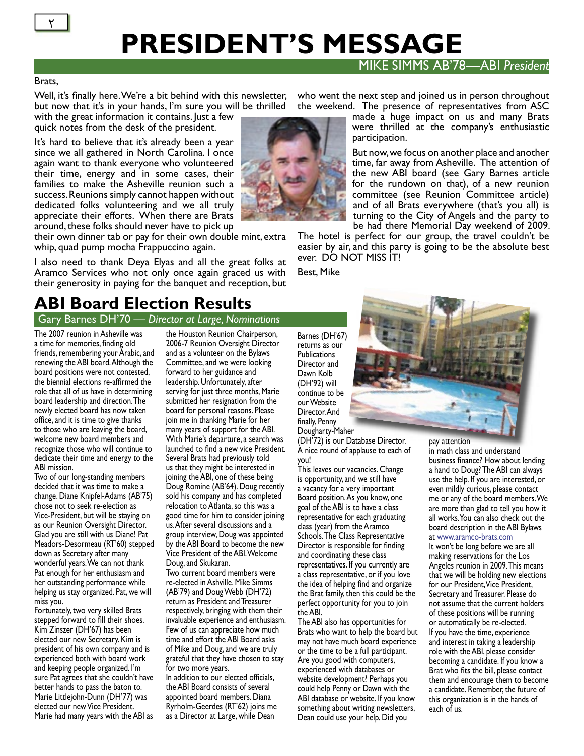# PRESIDENT'S MESSAGE

MIKE SIMMS AB'78—ABI *President*

Brats,

Well, it's finally here. We're a bit behind with this newsletter, but now that it's in your hands, I'm sure you will be thrilled with the great information it contains. Just a few quick notes from the desk of the president.

It's hard to believe that it's already been a year since we all gathered in North Carolina. I once again want to thank everyone who volunteered their time, energy and in some cases, their families to make the Asheville reunion such a success. Reunions simply cannot happen without dedicated folks volunteering and we all truly appreciate their efforts. When there are Brats around, these folks should never have to pick up their own dinner tab or pay for their own double mint, extra whip, quad pump mocha Frappuccino again.

I also need to thank Deya Elyas and all the great folks at Aramco Services who not only once again graced us with their generosity in paying for the banquet and reception, but who went the next step and joined us in person throughout the weekend. The presence of representatives from ASC made a huge impact on us and many Brats were thrilled at the company's enthusiastic participation.

But now, we focus on another place and another time, far away from Asheville. The attention of the new ABI board (see Gary Barnes article for the rundown on that), of a new reunion committee (see Reunion Committee article) and of all Brats everywhere (that's you all) is turning to the City of Angels and the party to be had there Memorial Day weekend of 2009. The hotel is perfect for our group, the travel couldn't be easier by air, and this party is going to be the absolute best ever. DO NOT MISS IT!

Best, Mike

## ABI Board Election Results

Gary Barnes DH'70 — *Director at Large, Nominations*

The 2007 reunion in Asheville was a time for memories, finding old friends, remembering your Arabic, and renewing the ABI board. Although the board positions were not contested, the biennial elections re-affirmed the role that all of us have in determining board leadership and direction. The newly elected board has now taken office, and it is time to give thanks to those who are leaving the board, welcome new board members and recognize those who will continue to dedicate their time and energy to the ABI mission.

Two of our long-standing members decided that it was time to make a change. Diane Knipfel-Adams (AB'75) chose not to seek re-election as Vice-President, but will be staying on as our Reunion Oversight Director. Glad you are still with us Diane! Pat Meadors-Desormeau (RT'60) stepped down as Secretary after many wonderful years. We can not thank Pat enough for her enthusiasm and her outstanding performance while helping us stay organized. Pat, we will miss you.

Fortunately, two very skilled Brats stepped forward to fill their shoes. Kim Zinszer (DH'67) has been elected our new Secretary. Kim is president of his own company and is experienced both with board work and keeping people organized. I'm sure Pat agrees that she couldn't have better hands to pass the baton to. Marie Littlejohn-Dunn (DH'77) was elected our new Vice President. Marie had many years with the ABI as the Houston Reunion Chairperson, 2006-7 Reunion Oversight Director and as a volunteer on the Bylaws Committee, and we were looking forward to her guidance and leadership. Unfortunately, after serving for just three months, Marie submitted her resignation from the board for personal reasons. Please join me in thanking Marie for her many years of support for the ABI. With Marie's departure, a search was launched to find a new vice President. Several Brats had previously told us that they might be interested in joining the ABI, one of these being Doug Romine (AB'64). Doug recently sold his company and has completed relocation to Atlanta, so this was a good time for him to consider joining us. After several discussions and a group interview, Doug was appointed by the ABI Board to become the new Vice President of the ABI. Welcome Doug, and Skukaran.

Two current board members were re-elected in Ashville. Mike Simms (AB'79) and Doug Webb (DH'72) return as President and Treasurer respectively, bringing with them their invaluable experience and enthusiasm. Few of us can appreciate how much time and effort the ABI Board asks of Mike and Doug, and we are truly grateful that they have chosen to stay for two more years.

In addition to our elected officials, the ABI Board consists of several appointed board members. Diana Ryrholm-Geerdes (RT'62) joins me as a Director at Large, while Dean Barnes (DH'67) returns as our Publications Director and Dawn Kolb (DH'92) will continue to be our Website Director. And finally, Penny Dougharty-Maher (DH'72) is our Database Director. A nice round of applause to each of you!

This leaves our vacancies. Change is opportunity, and we still have a vacancy for a very important Board position. As you know, one goal of the ABI is to have a class representative for each graduating class (year) from the Aramco Schools. The Class Representative Director is responsible for finding and coordinating these class representatives. If you currently are a class representative, or if you love the idea of helping find and organize the Brat family, then this could be the perfect opportunity for you to join the ABI.

The ABI also has opportunities for Brats who want to help the board but may not have much board experience or the time to be a full participant. Are you good with computers, experienced with databases or website development? Perhaps you could help Penny or Dawn with the ABI database or website. If you know something about writing newsletters, Dean could use your help. Did you pay attention in math class and understand business finance? How about lending a hand to Doug? The ABI can always use the help. If you are interested, or even mildly curious, please contact me or any of the board members. We are more than glad to tell you how it all works. You can also check out the board description in the ABI Bylaws at www.aramco-brats.com

It won't be long before we are all making reservations for the Los Angeles reunion in 2009. This means that we will be holding new elections for our President, Vice President, Secretary and Treasurer. Please do not assume that the current holders of these positions will be running or automatically be re-elected. If you have the time, experience and interest in taking a leadership role with the ABI, please consider becoming a candidate. If you know a Brat who fits the bill, please contact them and encourage them to become a candidate. Remember, the future of this organization is in the hands of each of us.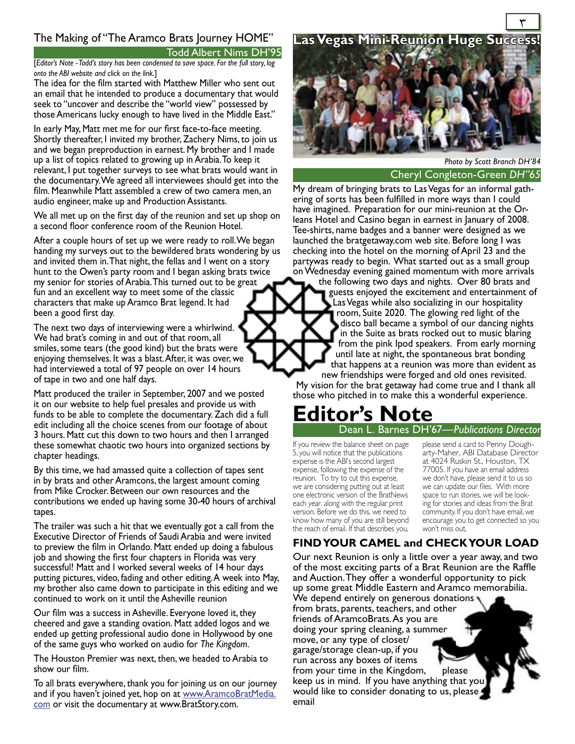## The Making of "The Aramco Brats Journey HOME"

**Todd Albert Nims DH'95**

[*Editor's Note - Todd's story has been condensed to save space. For the full story, log onto the ABI website and click on the link.*]

The idea for the film started with Matthew Miller who sent out an email that he intended to produce a documentary that would seek to "uncover and describe the "world view" possessed by those Americans lucky enough to have lived in the Middle East."

In early May, Matt met me for our first face-to-face meeting. Shortly thereafter, I invited my brother, Zachery Nims, to join us and we began preproduction in earnest. My brother and I made up a list of topics related to growing up in Arabia. To keep it relevant, I put together surveys to see what brats would want in the documentary. We agreed all interviewees should get into the film. Meanwhile Matt assembled a crew of two camera men, an audio engineer, make up and Production Assistants.

We all met up on the first day of the reunion and set up shop on a second floor conference room of the Reunion Hotel.

After a couple hours of set up we were ready to roll. We began handing my surveys out to the bewildered brats wondering by us and invited them in. That night, the fellas and I went on a story hunt to the Owen's party room and I began asking brats twice my senior for stories of Arabia. This turned out to be great fun and an excellent way to meet some of the classic characters that make up Aramco Brat legend. It had been a good first day.

The next two days of interviewing were a whirlwind. We had brat's coming in and out of that room, all smiles, some tears (the good kind) but the brats were enjoying themselves. It was a blast. After, it was over, we had interviewed a total of 97 people on over 14 hours of tape in two and one half days.

Matt produced the trailer in September, 2007 and we posted it on our website to help fuel presales and provide us with funds to be able to complete the documentary. Zach did a full edit including all the choice scenes from our footage of about 3 hours. Matt cut this down to two hours and then I arranged these somewhat chaotic two hours into organized sections by chapter headings.

By this time, we had amassed quite a collection of tapes sent in by brats and other Aramcons, the largest amount coming from Mike Crocker. Between our own resources and the contributions we ended up having some 30-40 hours of archival tapes.

The trailer was such a hit that we eventually got a call from the Executive Director of Friends of Saudi Arabia and were invited to preview the film in Orlando. Matt ended up doing a fabulous job and showing the first four chapters in Florida was very successful! Matt and I worked several weeks of 14 hour days putting pictures, video, fading and other editing. A week into May, my brother also came down to participate in this editing and we continued to work on it until the Asheville reunion

Our film was a success in Asheville. Everyone loved it, they cheered and gave a standing ovation. Matt added logos and we ended up getting professional audio done in Hollywood by one of the same guys who worked on audio for *The Kingdom*.

The Houston Premier was next, then, we headed to Arabia to show our film.

To all brats everywhere, thank you for joining us on our journey and if you haven't joined yet, hop on at www.AramcoBratMedia.com or visit the documentary at www.BratStory.com.

## Las Vegas Mini-Reunion Huge Success!

*Photo by Scott Branch DH'84*

**Cheryl Congleton-Green *DH"65***

My dream of bringing brats to Las Vegas for an informal gathering of sorts has been fulfilled in more ways than I could have imagined. Preparation for our mini-reunion at the Orleans Hotel and Casino began in earnest in January of 2008. Tee-shirts, name badges and a banner were designed as we launched the bratgetaway.com web site. Before long I was checking into the hotel on the morning of April 23 and the partywas ready to begin. What started out as a small group on Wednesday evening gained momentum with more arrivals the following two days and nights. Over 80 brats and guests enjoyed the excitement and entertainment of Las Vegas while also socializing in our hospitality room, Suite 2020. The glowing red light of the disco ball became a symbol of our dancing nights in the Suite as brats rocked out to music blaring from the pink Ipod speakers. From early morning until late at night, the spontaneous brat bonding that happens at a reunion was more than evident as new friendships were forged and old ones revisited. My vision for the brat getaway had come true and I thank all those who pitched in to make this a wonderful experience.

# Editor's Note

**Dean L. Barnes DH'67—*Publications Director***

If you review the balance sheet on page 5, you will notice that the publications expense is the ABI's second largest expense, following the expense of the reunion. To try to cut this expense, we are considering putting out at least one electronic version of the BratNews each year. along with the regular print version. Before we do this, we need to know how many of you are still beyond the reach of email. If that describes you, please send a card to Penny Dougharty-Maher, ABI Database Director at 4024 Ruskin St., Houston, TX 77005. If you have an email address we don't have, please send it to us so we can update our files. With more space to run stories, we will be looking for stories and ideas from the Brat community. If you don't have email, we encourage you to get connected so you won't miss out,

## FIND YOUR CAMEL and CHECK YOUR LOAD

Our next Reunion is only a little over a year away, and two of the most exciting parts of a Brat Reunion are the Raffle and Auction. They offer a wonderful opportunity to pick up some great Middle Eastern and Aramco memorabilia. We depend entirely on generous donations from brats, parents, teachers, and other friends of AramcoBrats. As you are doing your spring cleaning, a summer move, or any type of closet/ garage/storage clean-up, if you run across any boxes of items from your time in the Kingdom, please keep us in mind. If you have anything that you would like to consider donating to us, please email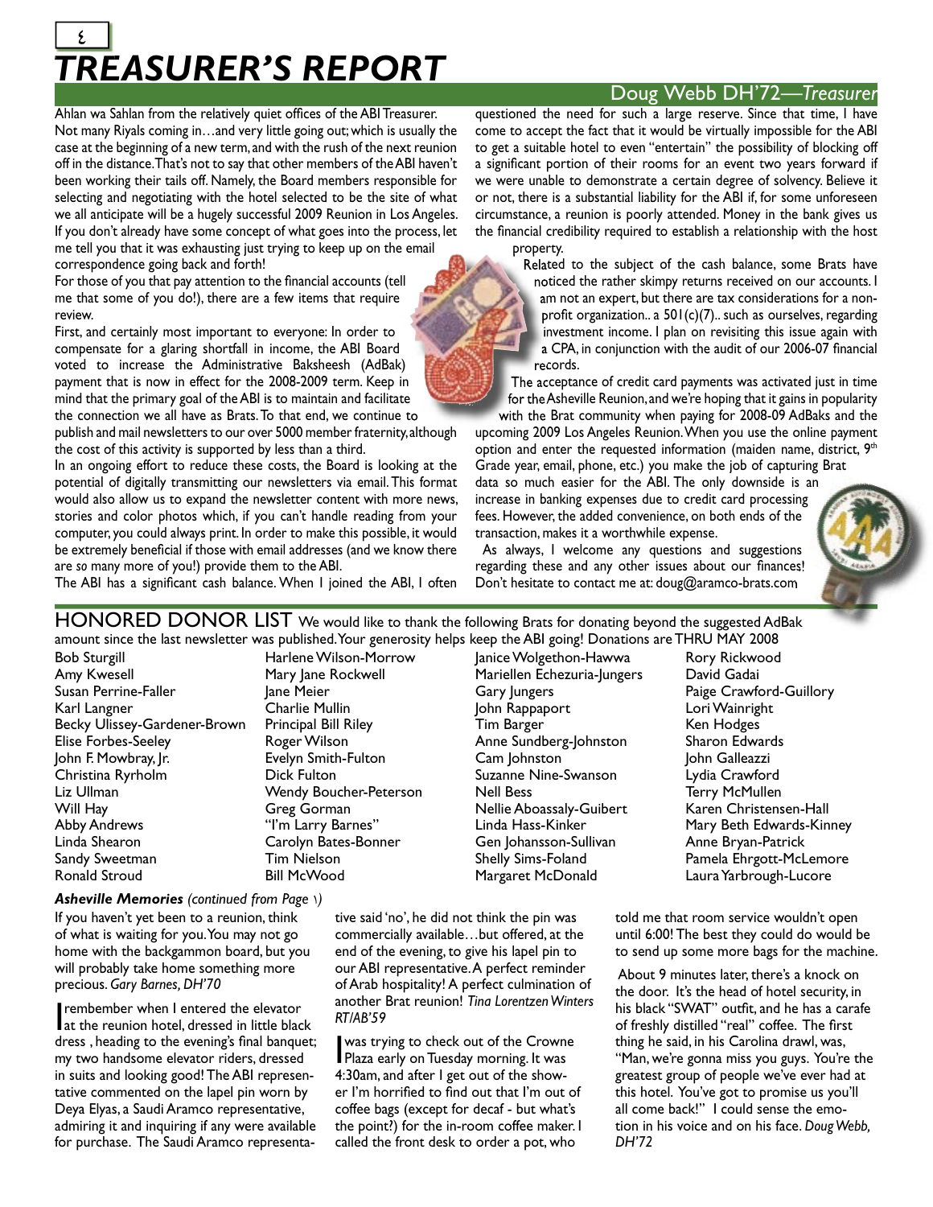# TREASURER'S REPORT

Doug Webb DH'72—*Treasurer*

Ahlan wa Sahlan from the relatively quiet offices of the ABI Treasurer. Not many Riyals coming in…and very little going out; which is usually the case at the beginning of a new term, and with the rush of the next reunion off in the distance. That's not to say that other members of the ABI haven't been working their tails off. Namely, the Board members responsible for selecting and negotiating with the hotel selected to be the site of what we all anticipate will be a hugely successful 2009 Reunion in Los Angeles. If you don't already have some concept of what goes into the process, let me tell you that it was exhausting just trying to keep up on the email correspondence going back and forth!

For those of you that pay attention to the financial accounts (tell me that some of you do!), there are a few items that require review.

First, and certainly most important to everyone: In order to compensate for a glaring shortfall in income, the ABI Board voted to increase the Administrative Baksheesh (AdBak) payment that is now in effect for the 2008-2009 term. Keep in mind that the primary goal of the ABI is to maintain and facilitate the connection we all have as Brats. To that end, we continue to publish and mail newsletters to our over 5000 member fraternity, although the cost of this activity is supported by less than a third.

In an ongoing effort to reduce these costs, the Board is looking at the potential of digitally transmitting our newsletters via email. This format would also allow us to expand the newsletter content with more news, stories and color photos which, if you can't handle reading from your computer, you could always print. In order to make this possible, it would be extremely beneficial if those with email addresses (and we know there are *so* many more of you!) provide them to the ABI.

The ABI has a significant cash balance. When I joined the ABI, I often questioned the need for such a large reserve. Since that time, I have come to accept the fact that it would be virtually impossible for the ABI to get a suitable hotel to even "entertain" the possibility of blocking off a significant portion of their rooms for an event two years forward if we were unable to demonstrate a certain degree of solvency. Believe it or not, there is a substantial liability for the ABI if, for some unforeseen circumstance, a reunion is poorly attended. Money in the bank gives us the financial credibility required to establish a relationship with the host property.

Related to the subject of the cash balance, some Brats have noticed the rather skimpy returns received on our accounts. I am not an expert, but there are tax considerations for a non-profit organization.. a 501(c)(7).. such as ourselves, regarding investment income. I plan on revisiting this issue again with a CPA, in conjunction with the audit of our 2006-07 financial records.

The acceptance of credit card payments was activated just in time for the Asheville Reunion, and we're hoping that it gains in popularity with the Brat community when paying for 2008-09 AdBaks and the upcoming 2009 Los Angeles Reunion. When you use the online payment option and enter the requested information (maiden name, district, 9th Grade year, email, phone, etc.) you make the job of capturing Brat data so much easier for the ABI. The only downside is an increase in banking expenses due to credit card processing fees. However, the added convenience, on both ends of the transaction, makes it a worthwhile expense.

As always, I welcome any questions and suggestions regarding these and any other issues about our finances! Don't hesitate to contact me at: doug@aramco-brats.com

## HONORED DONOR LIST

We would like to thank the following Brats for donating beyond the suggested AdBak amount since the last newsletter was published. Your generosity helps keep the ABI going! Donations are THRU MAY 2008

Bob Sturgill
Amy Kwesell
Susan Perrine-Faller
Karl Langner
Becky Ulissey-Gardener-Brown
Elise Forbes-Seeley
John F. Mowbray, Jr.
Christina Ryrholm
Liz Ullman
Will Hay
Abby Andrews
Linda Shearon
Sandy Sweetman
Ronald Stroud
Harlene Wilson-Morrow
Mary Jane Rockwell
Jane Meier
Charlie Mullin
Principal Bill Riley
Roger Wilson
Evelyn Smith-Fulton
Dick Fulton
Wendy Boucher-Peterson
Greg Gorman
"I'm Larry Barnes"
Carolyn Bates-Bonner
Tim Nielson
Bill McWood
Janice Wolgethon-Hawwa
Mariellen Echezuria-Jungers
Gary Jungers
John Rappaport
Tim Barger
Anne Sundberg-Johnston
Cam Johnston
Suzanne Nine-Swanson
Nell Bess
Nellie Aboassaly-Guibert
Linda Hass-Kinker
Gen Johansson-Sullivan
Shelly Sims-Foland
Margaret McDonald
Rory Rickwood
David Gadai
Paige Crawford-Guillory
Lori Wainright
Ken Hodges
Sharon Edwards
John Galleazzi
Lydia Crawford
Terry McMullen
Karen Christensen-Hall
Mary Beth Edwards-Kinney
Anne Bryan-Patrick
Pamela Ehrgott-McLemore
Laura Yarbrough-Lucore

***Asheville Memories*** *(continued from Page 1)*

If you haven't yet been to a reunion, think of what is waiting for you. You may not go home with the backgammon board, but you will probably take home something more precious. *Gary Barnes, DH'70*

I remember when I entered the elevator at the reunion hotel, dressed in little black dress , heading to the evening's final banquet; my two handsome elevator riders, dressed in suits and looking good! The ABI representative commented on the lapel pin worn by Deya Elyas, a Saudi Aramco representative, admiring it and inquiring if any were available for purchase. The Saudi Aramco representative said 'no', he did not think the pin was commercially available…but offered, at the end of the evening, to give his lapel pin to our ABI representative. A perfect reminder of Arab hospitality! A perfect culmination of another Brat reunion! *Tina Lorentzen Winters RT/AB'59*

I was trying to check out of the Crowne Plaza early on Tuesday morning. It was 4:30am, and after I get out of the shower I'm horrified to find out that I'm out of coffee bags (except for decaf - but what's the point?) for the in-room coffee maker. I called the front desk to order a pot, who told me that room service wouldn't open until 6:00! The best they could do would be to send up some more bags for the machine.

About 9 minutes later, there's a knock on the door. It's the head of hotel security, in his black "SWAT" outfit, and he has a carafe of freshly distilled "real" coffee. The first thing he said, in his Carolina drawl, was, "Man, we're gonna miss you guys. You're the greatest group of people we've ever had at this hotel. You've got to promise us you'll all come back!" I could sense the emotion in his voice and on his face. *Doug Webb, DH'72*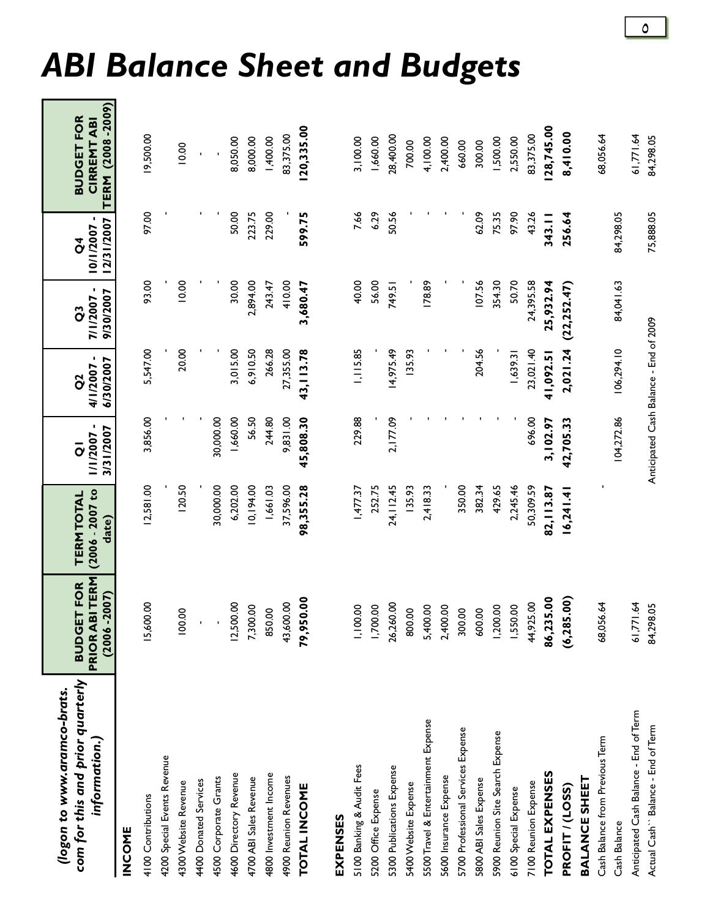# ABI Balance Sheet and Budgets

| *(logon to www.aramco-brats.com for this and prior quarterly information.)* | BUDGET FOR PRIOR ABI TERM (2006 - 2007) | TERM TOTAL (2006 - 2007 to date) | Q1 1/1/2007 - 3/31/2007 | Q2 4/1/2007 - 6/30/2007 | Q3 7/1/2007 - 9/30/2007 | Q4 10/1/2007 - 12/31/2007 | BUDGET FOR CIRREMT ABI TERM (2008 - 2009) |
|---|---|---|---|---|---|---|---|
| **INCOME** | | | | | | | |
| 4100 Contributions | 15,600.00 | 12,581.00 | 3,856.00 | 5,547.00 | 93.00 | 97.00 | 19,500.00 |
| 4200 Special Events Revenue | | - | - | - | - | - | |
| 4300 Website Revenue | 100.00 | 120.50 | - | 20.00 | 10.00 | - | 10.00 |
| 4400 Donated Services | - | - | - | - | - | - | - |
| 4500 Corporate Grants | - | 30,000.00 | 30,000.00 | - | - | - | - |
| 4600 Directory Revenue | 12,500.00 | 6,202.00 | 1,660.00 | 3,015.00 | 30.00 | 50.00 | 8,050.00 |
| 4700 ABI Sales Revenue | 7,300.00 | 10,194.00 | 56.50 | 6,910.50 | 2,894.00 | 223.75 | 8,000.00 |
| 4800 Investment Income | 850.00 | 1,661.03 | 244.80 | 266.28 | 243.47 | 229.00 | 1,400.00 |
| 4900 Reunion Revenues | 43,600.00 | 37,596.00 | 9,831.00 | 27,355.00 | 410.00 | - | 83,375.00 |
| **TOTAL INCOME** | **79,950.00** | **98,355.28** | **45,808.30** | **43,113.78** | **3,680.47** | **599.75** | **120,335.00** |
| **EXPENSES** | | | | | | | |
| 5100 Banking & Audit Fees | 1,100.00 | 1,477.37 | 229.88 | 1,115.85 | 40.00 | 7.66 | 3,100.00 |
| 5200 Office Expense | 1,700.00 | 252.75 | - | - | 56.00 | 6.29 | 1,660.00 |
| 5300 Publications Expense | 26,260.00 | 24,112.45 | 2,177.09 | 14,975.49 | 749.51 | 50.56 | 28,400.00 |
| 5400 Website Expense | 800.00 | 135.93 | - | 135.93 | - | - | 700.00 |
| 5500 Travel & Entertainment Expense | 5,400.00 | 2,418.33 | - | - | 178.89 | - | 4,100.00 |
| 5600 Insurance Expense | 2,400.00 | - | - | - | - | - | 2,400.00 |
| 5700 Professional Services Expense | 300.00 | 350.00 | - | - | - | - | 660.00 |
| 5800 ABI Sales Expense | 600.00 | 382.34 | - | 204.56 | 107.56 | 62.09 | 300.00 |
| 5900 Reunion Site Search Expense | 1,200.00 | 429.65 | - | - | 354.30 | 75.35 | 1,500.00 |
| 6100 Special Expense | 1,550.00 | 2,245.46 | - | 1,639.31 | 50.70 | 97.90 | 2,550.00 |
| 7100 Reunion Expense | 44,925.00 | 50,309.59 | 696.00 | 23,021.40 | 24,395.58 | 43.26 | 83,375.00 |
| **TOTAL EXPENSES** | **86,235.00** | **82,113.87** | **3,102.97** | **41,092.51** | **25,932.94** | **343.11** | **128,745.00** |
| **PROFIT / (LOSS)** | **(6,285.00)** | **16,241.41** | **42,705.33** | **2,021.24** | **(22,252.47)** | **256.64** | **8,410.00** |
| **BALANCE SHEET** | | | | | | | |
| Cash Balance from Previous Term | 68,056.64 | - | | | | | 68,056.64 |
| Cash Balance | | | 104,272.86 | 106,294.10 | 84,041.63 | 84,298.05 | |
| Anticipated Cash Balance - End of Term | 61,771.64 | | | | | | 61,771.64 |
| Actual Cash`` Balance - End of Term | 84,298.05 | Anticipated Cash Balance - End of 2009 | | | | 75,888.05 | 84,298.05 |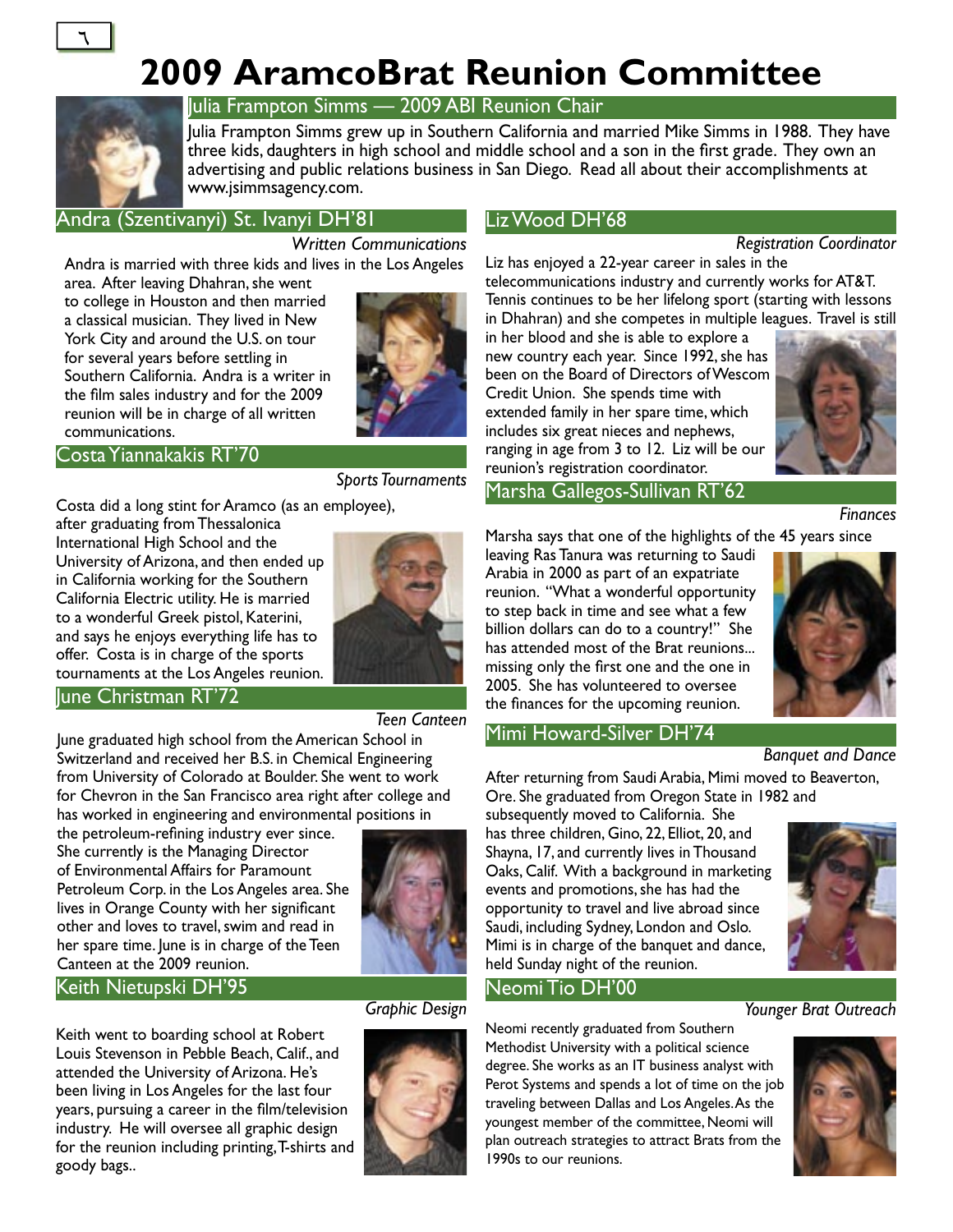# 2009 AramcoBrat Reunion Committee

## Julia Frampton Simms — 2009 ABI Reunion Chair

Julia Frampton Simms grew up in Southern California and married Mike Simms in 1988. They have three kids, daughters in high school and middle school and a son in the first grade. They own an advertising and public relations business in San Diego. Read all about their accomplishments at www.jsimmsagency.com.

## Andra (Szentivanyi) St. Ivanyi DH'81

*Written Communications*

Andra is married with three kids and lives in the Los Angeles area. After leaving Dhahran, she went to college in Houston and then married a classical musician. They lived in New York City and around the U.S. on tour for several years before settling in Southern California. Andra is a writer in the film sales industry and for the 2009 reunion will be in charge of all written communications.

## Costa Yiannakakis RT'70

*Sports Tournaments*

Costa did a long stint for Aramco (as an employee), after graduating from Thessalonica International High School and the University of Arizona, and then ended up in California working for the Southern California Electric utility. He is married to a wonderful Greek pistol, Katerini, and says he enjoys everything life has to offer. Costa is in charge of the sports tournaments at the Los Angeles reunion.

## June Christman RT'72

*Teen Canteen*

June graduated high school from the American School in Switzerland and received her B.S. in Chemical Engineering from University of Colorado at Boulder. She went to work for Chevron in the San Francisco area right after college and has worked in engineering and environmental positions in the petroleum-refining industry ever since. She currently is the Managing Director of Environmental Affairs for Paramount Petroleum Corp. in the Los Angeles area. She lives in Orange County with her significant other and loves to travel, swim and read in her spare time. June is in charge of the Teen Canteen at the 2009 reunion.

## Keith Nietupski DH'95

*Graphic Design*

Keith went to boarding school at Robert Louis Stevenson in Pebble Beach, Calif., and attended the University of Arizona. He's been living in Los Angeles for the last four years, pursuing a career in the film/television industry. He will oversee all graphic design for the reunion including printing, T-shirts and goody bags..

## Liz Wood DH'68

*Registration Coordinator*

Liz has enjoyed a 22-year career in sales in the telecommunications industry and currently works for AT&T. Tennis continues to be her lifelong sport (starting with lessons in Dhahran) and she competes in multiple leagues. Travel is still in her blood and she is able to explore a new country each year. Since 1992, she has been on the Board of Directors of Wescom Credit Union. She spends time with extended family in her spare time, which includes six great nieces and nephews, ranging in age from 3 to 12. Liz will be our reunion's registration coordinator.

## Marsha Gallegos-Sullivan RT'62

*Finances*

Marsha says that one of the highlights of the 45 years since leaving Ras Tanura was returning to Saudi Arabia in 2000 as part of an expatriate reunion. "What a wonderful opportunity to step back in time and see what a few billion dollars can do to a country!" She has attended most of the Brat reunions... missing only the first one and the one in 2005. She has volunteered to oversee the finances for the upcoming reunion.

## Mimi Howard-Silver DH'74

*Banquet and Dance*

After returning from Saudi Arabia, Mimi moved to Beaverton, Ore. She graduated from Oregon State in 1982 and subsequently moved to California. She has three children, Gino, 22, Elliot, 20, and Shayna, 17, and currently lives in Thousand Oaks, Calif. With a background in marketing events and promotions, she has had the opportunity to travel and live abroad since Saudi, including Sydney, London and Oslo. Mimi is in charge of the banquet and dance, held Sunday night of the reunion.

## Neomi Tio DH'00

*Younger Brat Outreach*

Neomi recently graduated from Southern Methodist University with a political science degree. She works as an IT business analyst with Perot Systems and spends a lot of time on the job traveling between Dallas and Los Angeles. As the youngest member of the committee, Neomi will plan outreach strategies to attract Brats from the 1990s to our reunions.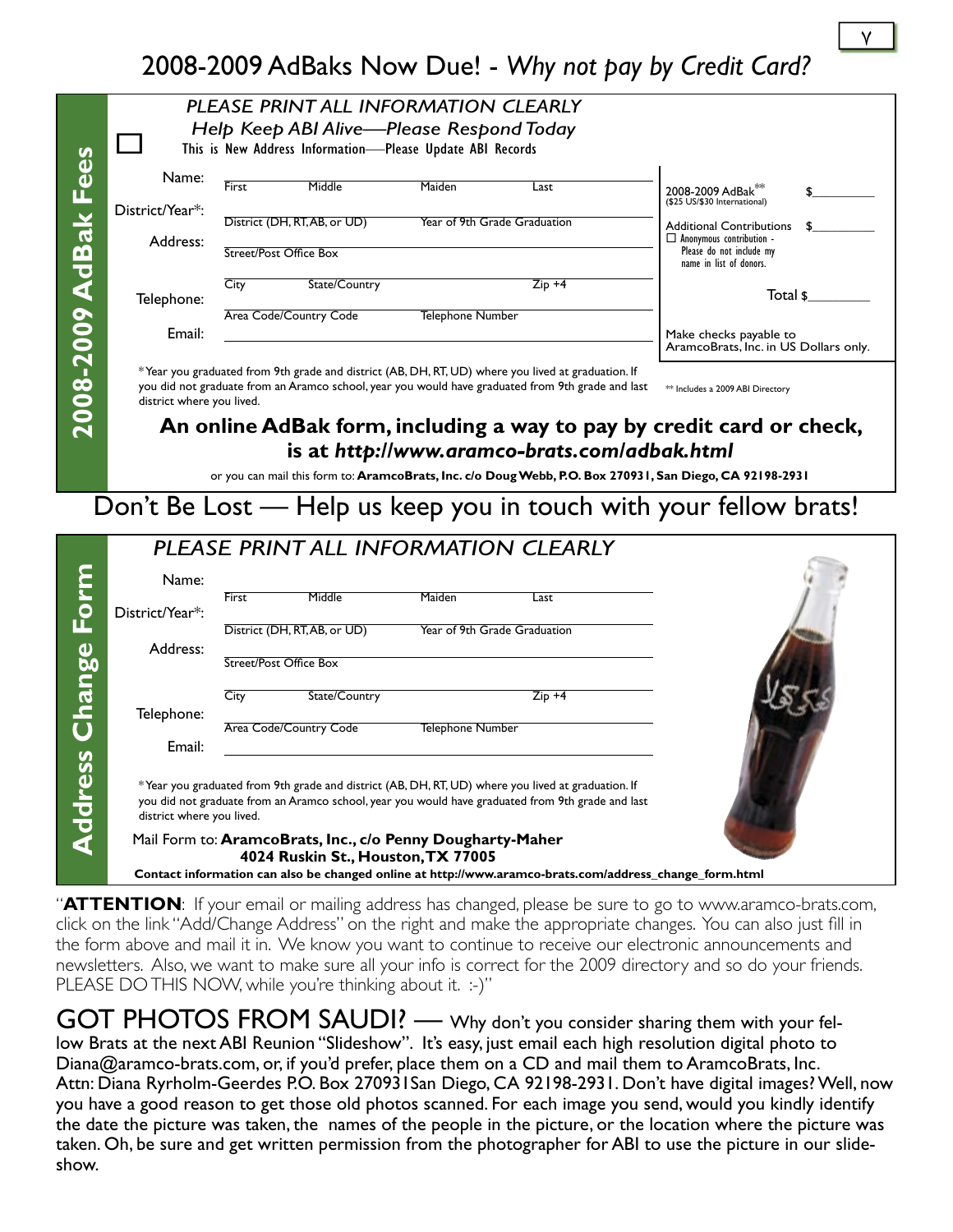# 2008-2009 AdBaks Now Due! - *Why not pay by Credit Card?*

## 2008-2009 AdBak Fees

*PLEASE PRINT ALL INFORMATION CLEARLY*

*Help Keep ABI Alive—Please Respond Today*

☐ This is New Address Information—Please Update ABI Records

Name: First ______ Middle ______ Maiden ______ Last ______

District/Year*: District (DH, RT, AB, or UD) ______ Year of 9th Grade Graduation ______

Address: Street/Post Office Box ______

City ______ State/Country ______ Zip +4 ______

Telephone: Area Code/Country Code ______ Telephone Number ______

Email: ______

2008-2009 AdBak** $________ ($25 US/$30 International)

Additional Contributions $________

☐ Anonymous contribution - Please do not include my name in list of donors.

Total $________

Make checks payable to AramcoBrats, Inc. in US Dollars only.

*Year you graduated from 9th grade and district (AB, DH, RT, UD) where you lived at graduation. If you did not graduate from an Aramco school, year you would have graduated from 9th grade and last district where you lived.

** Includes a 2009 ABI Directory

**An online AdBak form, including a way to pay by credit card or check, is at *http://www.aramco-brats.com/adbak.html***

or you can mail this form to: **AramcoBrats, Inc. c/o Doug Webb, P.O. Box 270931, San Diego, CA 92198-2931**

# Don't Be Lost — Help us keep you in touch with your fellow brats!

## Address Change Form

*PLEASE PRINT ALL INFORMATION CLEARLY*

Name: First ______ Middle ______ Maiden ______ Last ______

District/Year*: District (DH, RT, AB, or UD) ______ Year of 9th Grade Graduation ______

Address: Street/Post Office Box ______

City ______ State/Country ______ Zip +4 ______

Telephone: Area Code/Country Code ______ Telephone Number ______

Email: ______

*Year you graduated from 9th grade and district (AB, DH, RT, UD) where you lived at graduation. If you did not graduate from an Aramco school, year you would have graduated from 9th grade and last district where you lived.

Mail Form to: **AramcoBrats, Inc., c/o Penny Dougherty-Maher 4024 Ruskin St., Houston, TX 77005**

**Contact information can also be changed online at http://www.aramco-brats.com/address_change_form.html**

"**ATTENTION**: If your email or mailing address has changed, please be sure to go to www.aramco-brats.com, click on the link "Add/Change Address" on the right and make the appropriate changes. You can also just fill in the form above and mail it in. We know you want to continue to receive our electronic announcements and newsletters. Also, we want to make sure all your info is correct for the 2009 directory and so do your friends. PLEASE DO THIS NOW, while you're thinking about it. :-)"

GOT PHOTOS FROM SAUDI? — Why don't you consider sharing them with your fellow Brats at the next ABI Reunion "Slideshow". It's easy, just email each high resolution digital photo to Diana@aramco-brats.com, or, if you'd prefer, place them on a CD and mail them to AramcoBrats, Inc. Attn: Diana Ryrholm-Geerdes P.O. Box 270931San Diego, CA 92198-2931. Don't have digital images? Well, now you have a good reason to get those old photos scanned. For each image you send, would you kindly identify the date the picture was taken, the names of the people in the picture, or the location where the picture was taken. Oh, be sure and get written permission from the photographer for ABI to use the picture in our slideshow.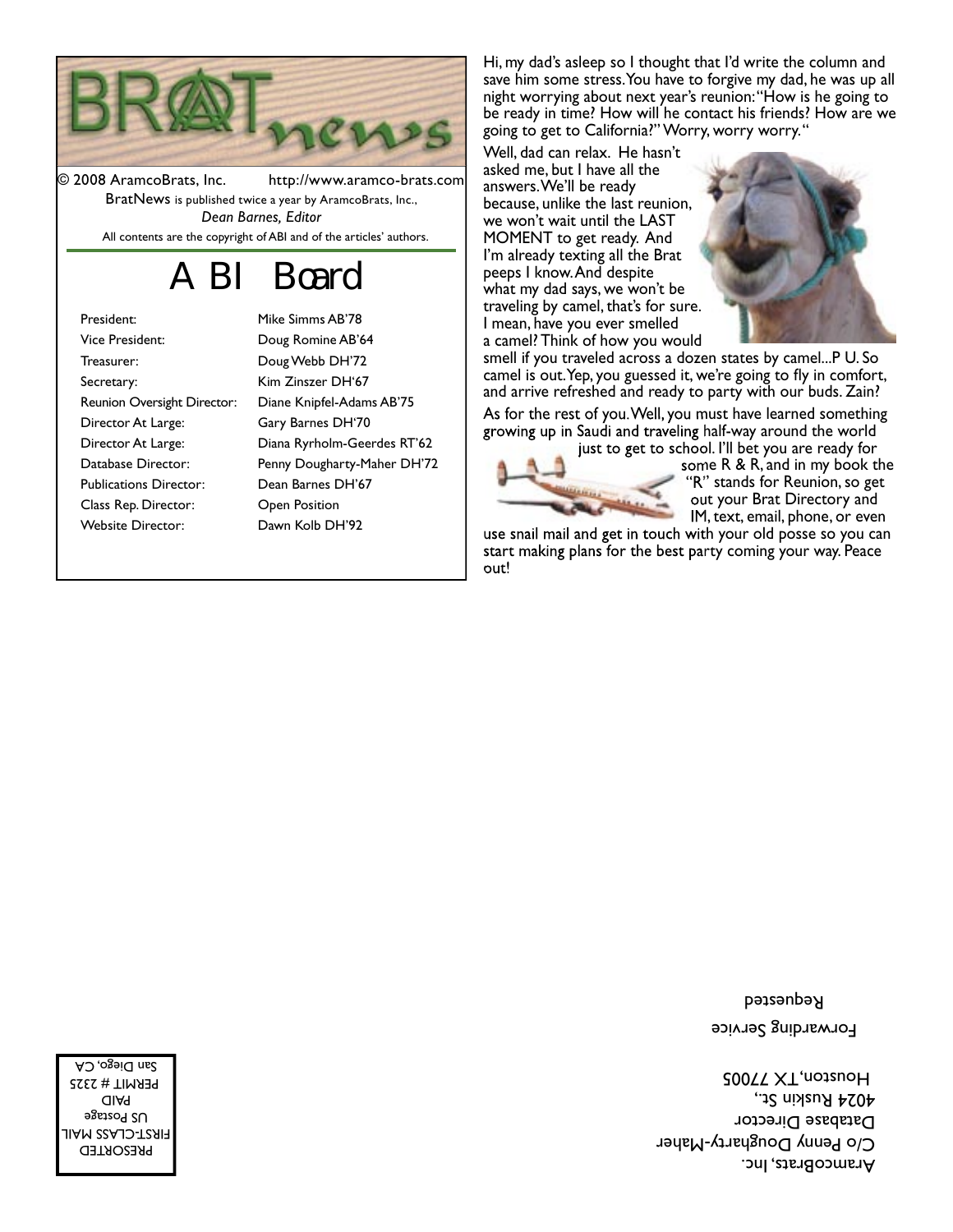# BRAT news

© 2008 AramcoBrats, Inc. http://www.aramco-brats.com

BratNews is published twice a year by AramcoBrats, Inc.,

*Dean Barnes, Editor*

All contents are the copyright of ABI and of the articles' authors.

## ABI Board

| | |
|---|---|
| President: | Mike Simms AB'78 |
| Vice President: | Doug Romine AB'64 |
| Treasurer: | Doug Webb DH'72 |
| Secretary: | Kim Zinszer DH'67 |
| Reunion Oversight Director: | Diane Knipfel-Adams AB'75 |
| Director At Large: | Gary Barnes DH'70 |
| Director At Large: | Diana Ryrholm-Geerdes RT'62 |
| Database Director: | Penny Dougharty-Maher DH'72 |
| Publications Director: | Dean Barnes DH'67 |
| Class Rep. Director: | Open Position |
| Website Director: | Dawn Kolb DH'92 |

Hi, my dad's asleep so I thought that I'd write the column and save him some stress. You have to forgive my dad, he was up all night worrying about next year's reunion: "How is he going to be ready in time? How will he contact his friends? How are we going to get to California?" Worry, worry worry."

Well, dad can relax. He hasn't asked me, but I have all the answers. We'll be ready because, unlike the last reunion, we won't wait until the LAST MOMENT to get ready. And I'm already texting all the Brat peeps I know. And despite what my dad says, we won't be traveling by camel, that's for sure. I mean, have you ever smelled a camel? Think of how you would smell if you traveled across a dozen states by camel...P U. So camel is out. Yep, you guessed it, we're going to fly in comfort, and arrive refreshed and ready to party with our buds. Zain?

As for the rest of you. Well, you must have learned something growing up in Saudi and traveling half-way around the world just to get to school. I'll bet you are ready for some R & R, and in my book the "R" stands for Reunion, so get out your Brat Directory and IM, text, email, phone, or even use snail mail and get in touch with your old posse so you can start making plans for the best party coming your way. Peace out!

AramcoBrats, Inc.
C/o Penny Dougharty-Maher
Database Director
4024 Ruskin St.,
Houston, TX 77005

Forwarding Service
Requested

PRESORTED
FIRST-CLASS MAIL
US Postage
PAID
PERMIT # 2325
San Diego, CA